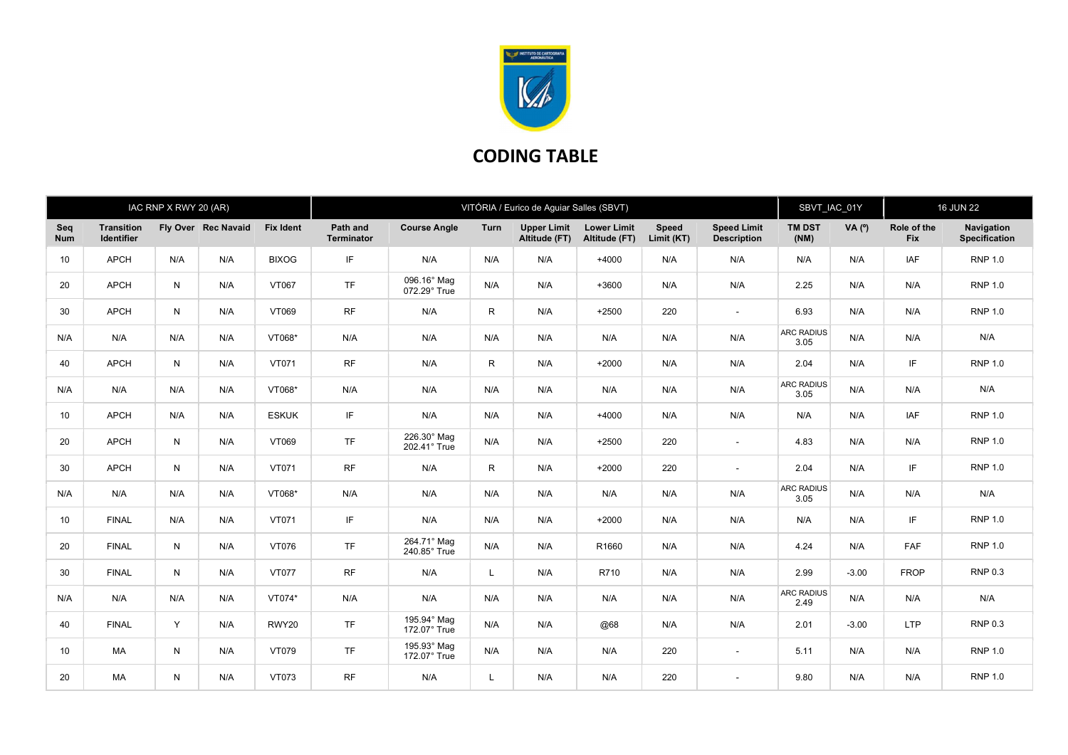# CODING TABLE

| IAC RNP X RWY 20 (AR) | | | | VITÓRIA / Eurico de Aguiar Salles (SBVT) | | | | | | | SBVT_IAC_01Y | | 16 JUN 22 | |
|---|---|---|---|---|---|---|---|---|---|---|---|---|---|---|
| Seq Num | Transition Identifier | Fly Over | Rec Navaid | Fix Ident | Path and Terminator | Course Angle | Turn | Upper Limit Altitude (FT) | Lower Limit Altitude (FT) | Speed Limit (KT) | Speed Limit Description | TM DST (NM) | VA (º) | Role of the Fix | Navigation Specification |
| 10 | APCH | N/A | N/A | BIXOG | IF | N/A | N/A | N/A | +4000 | N/A | N/A | N/A | N/A | IAF | RNP 1.0 |
| 20 | APCH | N | N/A | VT067 | TF | 096.16° Mag 072.29° True | N/A | N/A | +3600 | N/A | N/A | 2.25 | N/A | N/A | RNP 1.0 |
| 30 | APCH | N | N/A | VT069 | RF | N/A | R | N/A | +2500 | 220 | - | 6.93 | N/A | N/A | RNP 1.0 |
| N/A | N/A | N/A | N/A | VT068* | N/A | N/A | N/A | N/A | N/A | N/A | N/A | ARC RADIUS 3.05 | N/A | N/A | N/A |
| 40 | APCH | N | N/A | VT071 | RF | N/A | R | N/A | +2000 | N/A | N/A | 2.04 | N/A | IF | RNP 1.0 |
| N/A | N/A | N/A | N/A | VT068* | N/A | N/A | N/A | N/A | N/A | N/A | N/A | ARC RADIUS 3.05 | N/A | N/A | N/A |
| 10 | APCH | N/A | N/A | ESKUK | IF | N/A | N/A | N/A | +4000 | N/A | N/A | N/A | N/A | IAF | RNP 1.0 |
| 20 | APCH | N | N/A | VT069 | TF | 226.30° Mag 202.41° True | N/A | N/A | +2500 | 220 | - | 4.83 | N/A | N/A | RNP 1.0 |
| 30 | APCH | N | N/A | VT071 | RF | N/A | R | N/A | +2000 | 220 | - | 2.04 | N/A | IF | RNP 1.0 |
| N/A | N/A | N/A | N/A | VT068* | N/A | N/A | N/A | N/A | N/A | N/A | N/A | ARC RADIUS 3.05 | N/A | N/A | N/A |
| 10 | FINAL | N/A | N/A | VT071 | IF | N/A | N/A | N/A | +2000 | N/A | N/A | N/A | N/A | IF | RNP 1.0 |
| 20 | FINAL | N | N/A | VT076 | TF | 264.71° Mag 240.85° True | N/A | N/A | R1660 | N/A | N/A | 4.24 | N/A | FAF | RNP 1.0 |
| 30 | FINAL | N | N/A | VT077 | RF | N/A | L | N/A | R710 | N/A | N/A | 2.99 | -3.00 | FROP | RNP 0.3 |
| N/A | N/A | N/A | N/A | VT074* | N/A | N/A | N/A | N/A | N/A | N/A | N/A | ARC RADIUS 2.49 | N/A | N/A | N/A |
| 40 | FINAL | Y | N/A | RWY20 | TF | 195.94° Mag 172.07° True | N/A | N/A | @68 | N/A | N/A | 2.01 | -3.00 | LTP | RNP 0.3 |
| 10 | MA | N | N/A | VT079 | TF | 195.93° Mag 172.07° True | N/A | N/A | N/A | 220 | - | 5.11 | N/A | N/A | RNP 1.0 |
| 20 | MA | N | N/A | VT073 | RF | N/A | L | N/A | N/A | 220 | - | 9.80 | N/A | N/A | RNP 1.0 |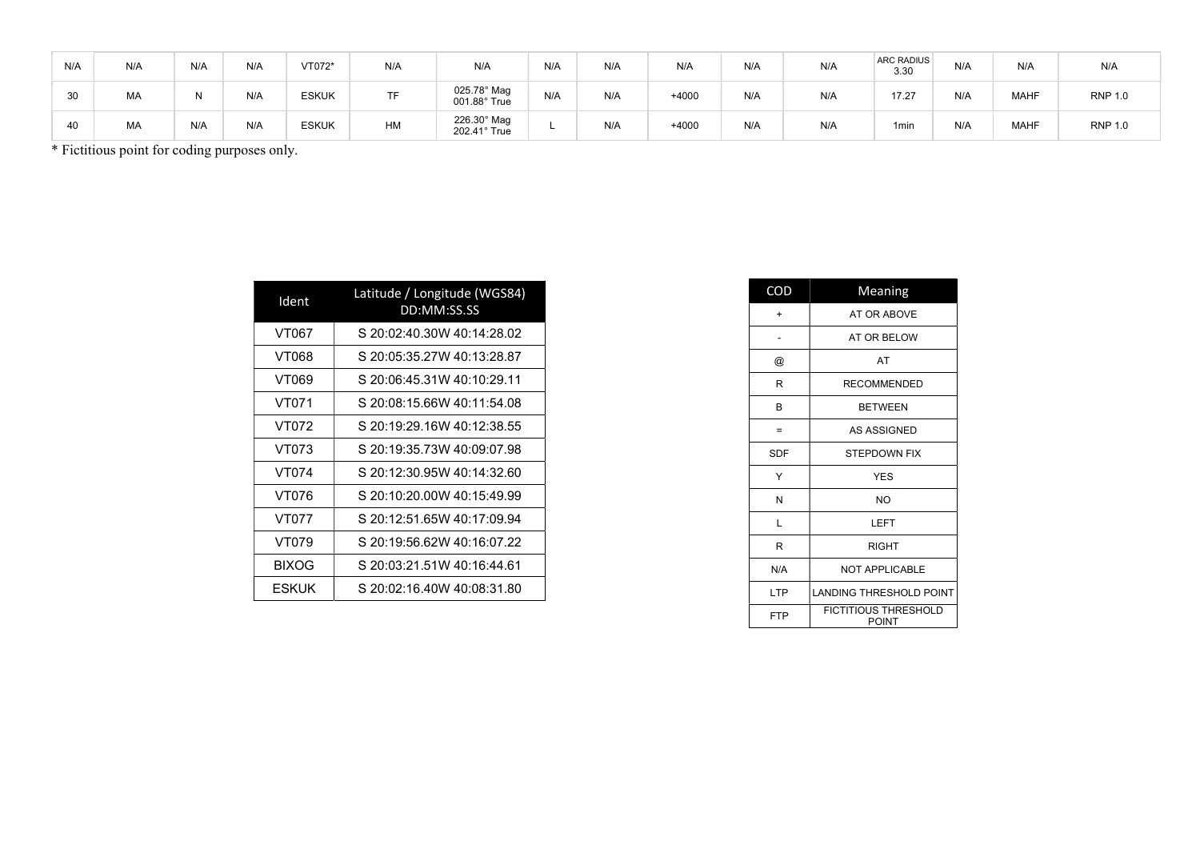| N/A | N/A | N/A | N/A | VT072* | N/A | N/A | N/A | N/A | N/A | N/A | N/A | ARC RADIUS 3.30 | N/A | N/A | N/A |
|---|---|---|---|---|---|---|---|---|---|---|---|---|---|---|---|
| 30 | MA | N | N/A | ESKUK | TF | 025.78° Mag 001.88° True | N/A | N/A | +4000 | N/A | N/A | 17.27 | N/A | MAHF | RNP 1.0 |
| 40 | MA | N/A | N/A | ESKUK | HM | 226.30° Mag 202.41° True | L | N/A | +4000 | N/A | N/A | 1min | N/A | MAHF | RNP 1.0 |

* Fictitious point for coding purposes only.

| Ident | Latitude / Longitude (WGS84) DD:MM:SS.SS |
|---|---|
| VT067 | S 20:02:40.30W 40:14:28.02 |
| VT068 | S 20:05:35.27W 40:13:28.87 |
| VT069 | S 20:06:45.31W 40:10:29.11 |
| VT071 | S 20:08:15.66W 40:11:54.08 |
| VT072 | S 20:19:29.16W 40:12:38.55 |
| VT073 | S 20:19:35.73W 40:09:07.98 |
| VT074 | S 20:12:30.95W 40:14:32.60 |
| VT076 | S 20:10:20.00W 40:15:49.99 |
| VT077 | S 20:12:51.65W 40:17:09.94 |
| VT079 | S 20:19:56.62W 40:16:07.22 |
| BIXOG | S 20:03:21.51W 40:16:44.61 |
| ESKUK | S 20:02:16.40W 40:08:31.80 |

| COD | Meaning |
|---|---|
| + | AT OR ABOVE |
| - | AT OR BELOW |
| @ | AT |
| R | RECOMMENDED |
| B | BETWEEN |
| = | AS ASSIGNED |
| SDF | STEPDOWN FIX |
| Y | YES |
| N | NO |
| L | LEFT |
| R | RIGHT |
| N/A | NOT APPLICABLE |
| LTP | LANDING THRESHOLD POINT |
| FTP | FICTITIOUS THRESHOLD POINT |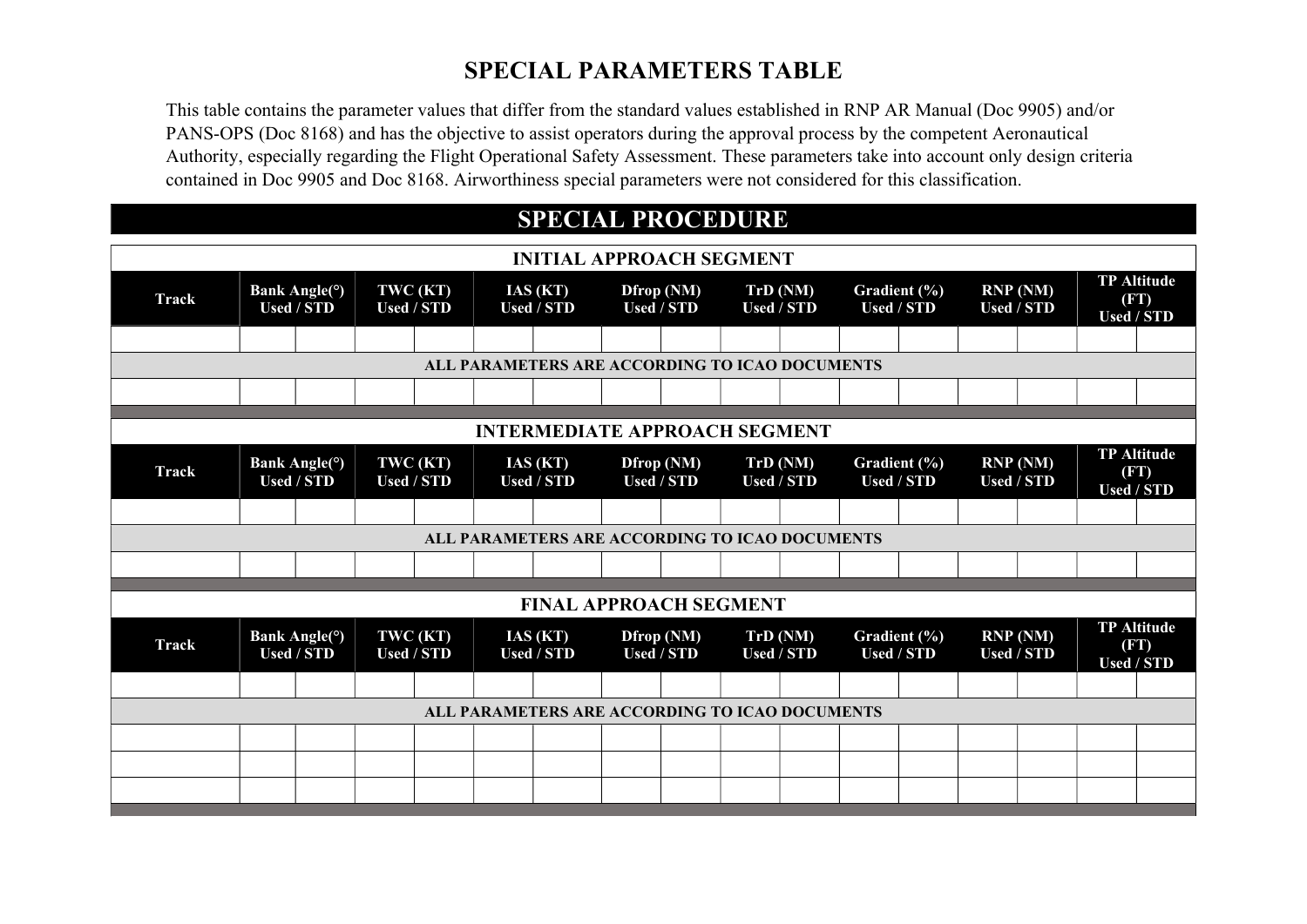# SPECIAL PARAMETERS TABLE

This table contains the parameter values that differ from the standard values established in RNP AR Manual (Doc 9905) and/or PANS-OPS (Doc 8168) and has the objective to assist operators during the approval process by the competent Aeronautical Authority, especially regarding the Flight Operational Safety Assessment. These parameters take into account only design criteria contained in Doc 9905 and Doc 8168. Airworthiness special parameters were not considered for this classification.

## SPECIAL PROCEDURE

### INITIAL APPROACH SEGMENT

| Track | Bank Angle(°) Used / STD | | TWC (KT) Used / STD | | IAS (KT) Used / STD | | Dfrop (NM) Used / STD | | TrD (NM) Used / STD | | Gradient (%) Used / STD | | RNP (NM) Used / STD | | TP Altitude (FT) Used / STD | |
|---|---|---|---|---|---|---|---|---|---|---|---|---|---|---|---|---|
| | | | | | | | | | | | | | | | | |
| ALL PARAMETERS ARE ACCORDING TO ICAO DOCUMENTS | | | | | | | | | | | | | | | | |
| | | | | | | | | | | | | | | | | |

### INTERMEDIATE APPROACH SEGMENT

| Track | Bank Angle(°) Used / STD | | TWC (KT) Used / STD | | IAS (KT) Used / STD | | Dfrop (NM) Used / STD | | TrD (NM) Used / STD | | Gradient (%) Used / STD | | RNP (NM) Used / STD | | TP Altitude (FT) Used / STD | |
|---|---|---|---|---|---|---|---|---|---|---|---|---|---|---|---|---|
| | | | | | | | | | | | | | | | | |
| ALL PARAMETERS ARE ACCORDING TO ICAO DOCUMENTS | | | | | | | | | | | | | | | | |
| | | | | | | | | | | | | | | | | |

### FINAL APPROACH SEGMENT

| Track | Bank Angle(°) Used / STD | | TWC (KT) Used / STD | | IAS (KT) Used / STD | | Dfrop (NM) Used / STD | | TrD (NM) Used / STD | | Gradient (%) Used / STD | | RNP (NM) Used / STD | | TP Altitude (FT) Used / STD | |
|---|---|---|---|---|---|---|---|---|---|---|---|---|---|---|---|---|
| | | | | | | | | | | | | | | | | |
| ALL PARAMETERS ARE ACCORDING TO ICAO DOCUMENTS | | | | | | | | | | | | | | | | |
| | | | | | | | | | | | | | | | | |
| | | | | | | | | | | | | | | | | |
| | | | | | | | | | | | | | | | | |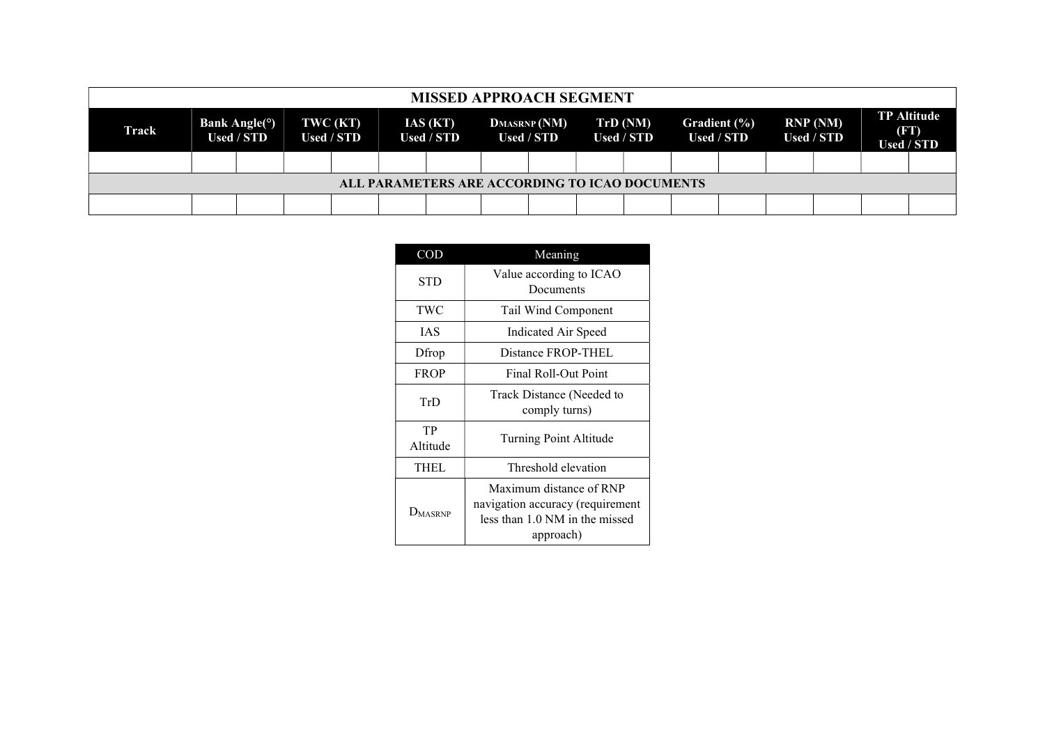| MISSED APPROACH SEGMENT | | | | | | | | | | | | | | | | |
|---|---|---|---|---|---|---|---|---|---|---|---|---|---|---|---|---|
| **Track** | **Bank Angle(°) Used / STD** | | **TWC (KT) Used / STD** | | **IAS (KT) Used / STD** | | **$D_{MASRNP}$ (NM) Used / STD** | | **TrD (NM) Used / STD** | | **Gradient (%) Used / STD** | | **RNP (NM) Used / STD** | | **TP Altitude (FT) Used / STD** | |
| | | | | | | | | | | | | | | | | |
| **ALL PARAMETERS ARE ACCORDING TO ICAO DOCUMENTS** | | | | | | | | | | | | | | | | |
| | | | | | | | | | | | | | | | | |

| COD | Meaning |
|---|---|
| STD | Value according to ICAO Documents |
| TWC | Tail Wind Component |
| IAS | Indicated Air Speed |
| Dfrop | Distance FROP-THEL |
| FROP | Final Roll-Out Point |
| TrD | Track Distance (Needed to comply turns) |
| TP Altitude | Turning Point Altitude |
| THEL | Threshold elevation |
| $D_{MASRNP}$ | Maximum distance of RNP navigation accuracy (requirement less than 1.0 NM in the missed approach) |